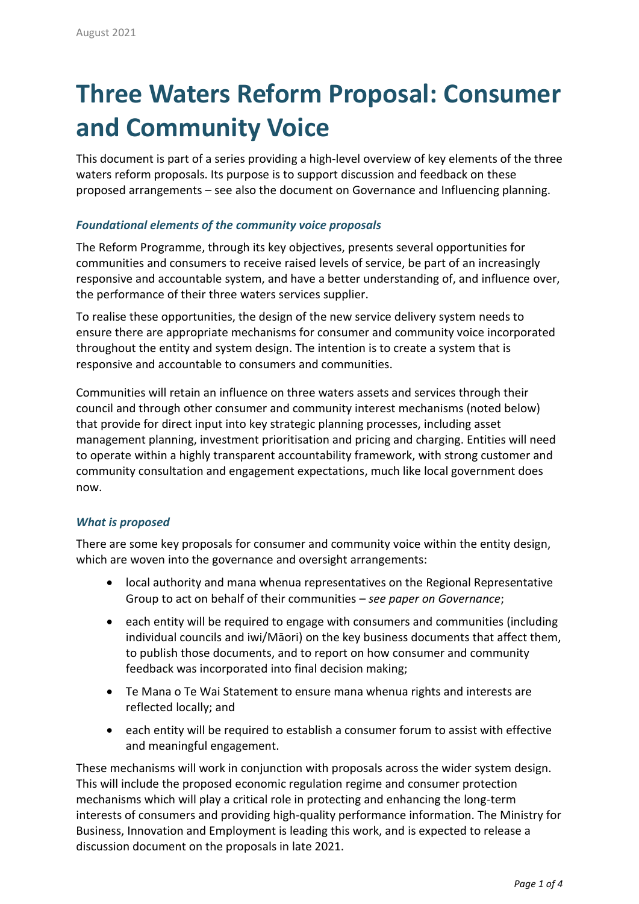August 2021

# Three Waters Reform Proposal: Consumer and Community Voice

This document is part of a series providing a high-level overview of key elements of the three waters reform proposals. Its purpose is to support discussion and feedback on these proposed arrangements – see also the document on Governance and Influencing planning.

### *Foundational elements of the community voice proposals*

The Reform Programme, through its key objectives, presents several opportunities for communities and consumers to receive raised levels of service, be part of an increasingly responsive and accountable system, and have a better understanding of, and influence over, the performance of their three waters services supplier.

To realise these opportunities, the design of the new service delivery system needs to ensure there are appropriate mechanisms for consumer and community voice incorporated throughout the entity and system design. The intention is to create a system that is responsive and accountable to consumers and communities.

Communities will retain an influence on three waters assets and services through their council and through other consumer and community interest mechanisms (noted below) that provide for direct input into key strategic planning processes, including asset management planning, investment prioritisation and pricing and charging. Entities will need to operate within a highly transparent accountability framework, with strong customer and community consultation and engagement expectations, much like local government does now.

### *What is proposed*

There are some key proposals for consumer and community voice within the entity design, which are woven into the governance and oversight arrangements:

- local authority and mana whenua representatives on the Regional Representative Group to act on behalf of their communities – *see paper on Governance*;
- each entity will be required to engage with consumers and communities (including individual councils and iwi/Māori) on the key business documents that affect them, to publish those documents, and to report on how consumer and community feedback was incorporated into final decision making;
- Te Mana o Te Wai Statement to ensure mana whenua rights and interests are reflected locally; and
- each entity will be required to establish a consumer forum to assist with effective and meaningful engagement.

These mechanisms will work in conjunction with proposals across the wider system design. This will include the proposed economic regulation regime and consumer protection mechanisms which will play a critical role in protecting and enhancing the long-term interests of consumers and providing high-quality performance information. The Ministry for Business, Innovation and Employment is leading this work, and is expected to release a discussion document on the proposals in late 2021.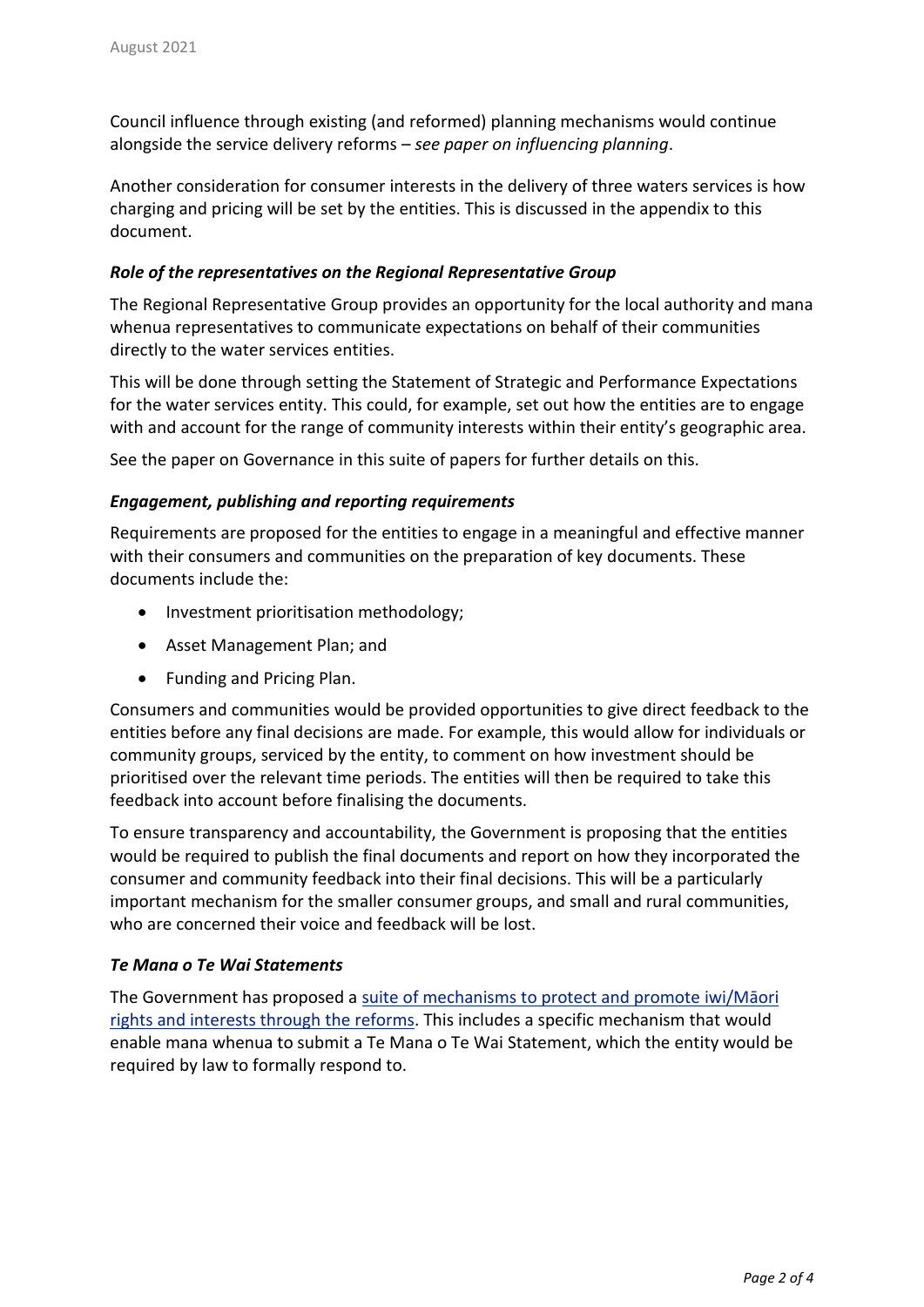Council influence through existing (and reformed) planning mechanisms would continue alongside the service delivery reforms – *see paper on influencing planning*.

Another consideration for consumer interests in the delivery of three waters services is how charging and pricing will be set by the entities. This is discussed in the appendix to this document.

### *Role of the representatives on the Regional Representative Group*

The Regional Representative Group provides an opportunity for the local authority and mana whenua representatives to communicate expectations on behalf of their communities directly to the water services entities.

This will be done through setting the Statement of Strategic and Performance Expectations for the water services entity. This could, for example, set out how the entities are to engage with and account for the range of community interests within their entity's geographic area.

See the paper on Governance in this suite of papers for further details on this.

### *Engagement, publishing and reporting requirements*

Requirements are proposed for the entities to engage in a meaningful and effective manner with their consumers and communities on the preparation of key documents. These documents include the:

- Investment prioritisation methodology;
- Asset Management Plan; and
- Funding and Pricing Plan.

Consumers and communities would be provided opportunities to give direct feedback to the entities before any final decisions are made. For example, this would allow for individuals or community groups, serviced by the entity, to comment on how investment should be prioritised over the relevant time periods. The entities will then be required to take this feedback into account before finalising the documents.

To ensure transparency and accountability, the Government is proposing that the entities would be required to publish the final documents and report on how they incorporated the consumer and community feedback into their final decisions. This will be a particularly important mechanism for the smaller consumer groups, and small and rural communities, who are concerned their voice and feedback will be lost.

### *Te Mana o Te Wai Statements*

The Government has proposed a suite of mechanisms to protect and promote iwi/Māori rights and interests through the reforms. This includes a specific mechanism that would enable mana whenua to submit a Te Mana o Te Wai Statement, which the entity would be required by law to formally respond to.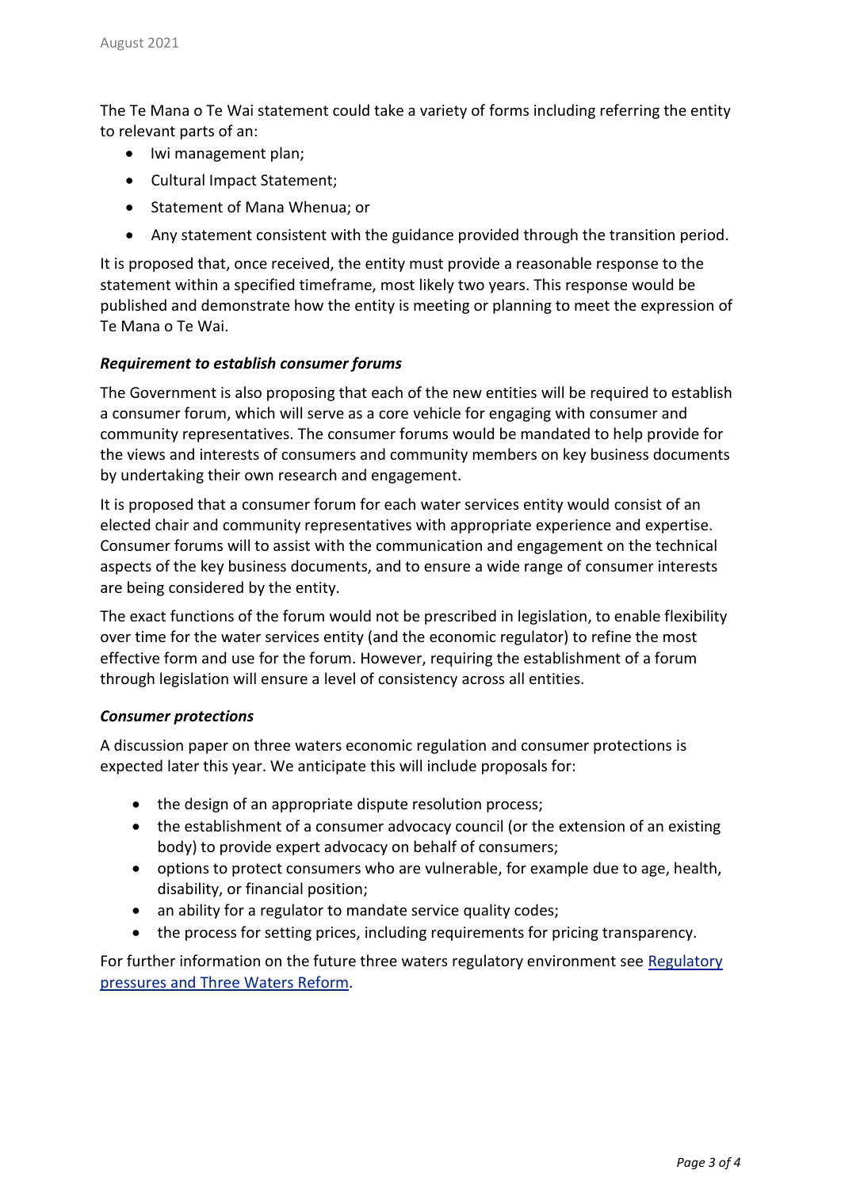The Te Mana o Te Wai statement could take a variety of forms including referring the entity to relevant parts of an:

- Iwi management plan;
- Cultural Impact Statement;
- Statement of Mana Whenua; or
- Any statement consistent with the guidance provided through the transition period.

It is proposed that, once received, the entity must provide a reasonable response to the statement within a specified timeframe, most likely two years. This response would be published and demonstrate how the entity is meeting or planning to meet the expression of Te Mana o Te Wai.

***Requirement to establish consumer forums***

The Government is also proposing that each of the new entities will be required to establish a consumer forum, which will serve as a core vehicle for engaging with consumer and community representatives. The consumer forums would be mandated to help provide for the views and interests of consumers and community members on key business documents by undertaking their own research and engagement.

It is proposed that a consumer forum for each water services entity would consist of an elected chair and community representatives with appropriate experience and expertise. Consumer forums will to assist with the communication and engagement on the technical aspects of the key business documents, and to ensure a wide range of consumer interests are being considered by the entity.

The exact functions of the forum would not be prescribed in legislation, to enable flexibility over time for the water services entity (and the economic regulator) to refine the most effective form and use for the forum. However, requiring the establishment of a forum through legislation will ensure a level of consistency across all entities.

***Consumer protections***

A discussion paper on three waters economic regulation and consumer protections is expected later this year. We anticipate this will include proposals for:

- the design of an appropriate dispute resolution process;
- the establishment of a consumer advocacy council (or the extension of an existing body) to provide expert advocacy on behalf of consumers;
- options to protect consumers who are vulnerable, for example due to age, health, disability, or financial position;
- an ability for a regulator to mandate service quality codes;
- the process for setting prices, including requirements for pricing transparency.

For further information on the future three waters regulatory environment see Regulatory pressures and Three Waters Reform.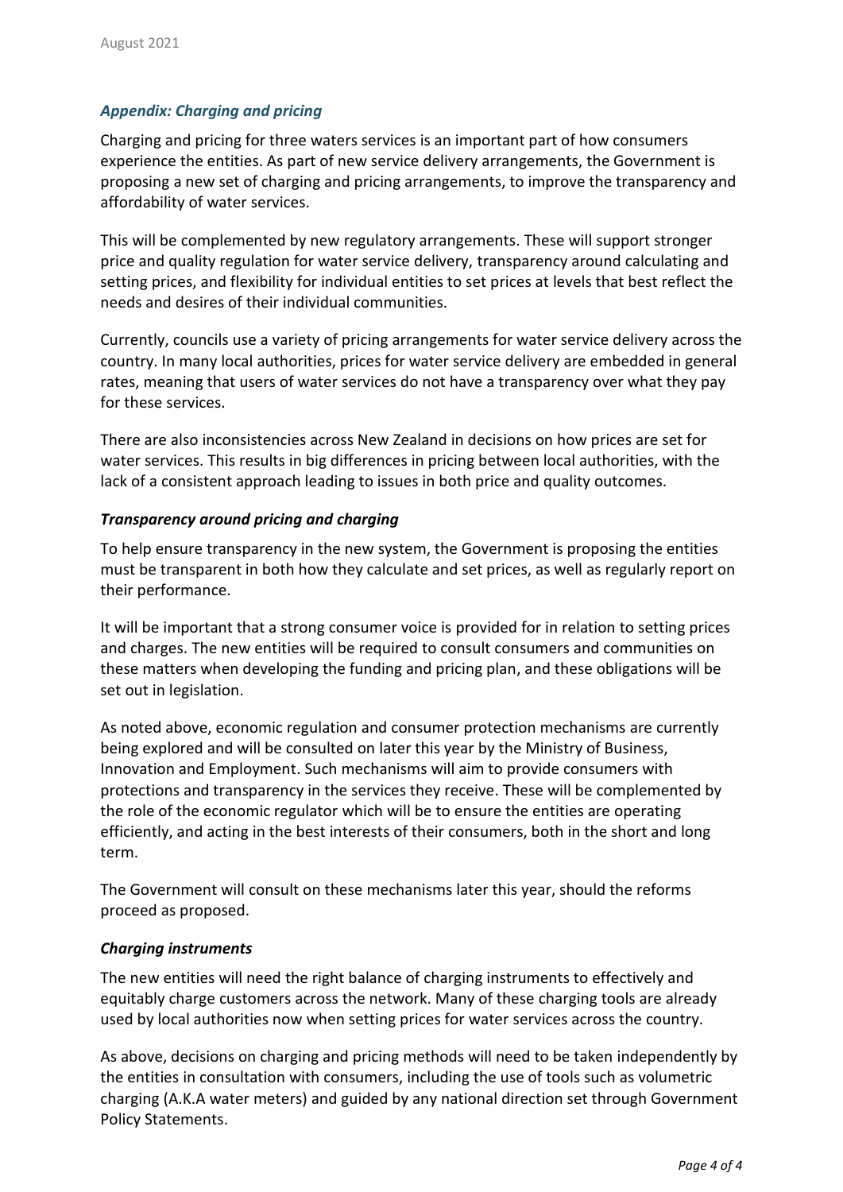### *Appendix: Charging and pricing*

Charging and pricing for three waters services is an important part of how consumers experience the entities. As part of new service delivery arrangements, the Government is proposing a new set of charging and pricing arrangements, to improve the transparency and affordability of water services.

This will be complemented by new regulatory arrangements. These will support stronger price and quality regulation for water service delivery, transparency around calculating and setting prices, and flexibility for individual entities to set prices at levels that best reflect the needs and desires of their individual communities.

Currently, councils use a variety of pricing arrangements for water service delivery across the country. In many local authorities, prices for water service delivery are embedded in general rates, meaning that users of water services do not have a transparency over what they pay for these services.

There are also inconsistencies across New Zealand in decisions on how prices are set for water services. This results in big differences in pricing between local authorities, with the lack of a consistent approach leading to issues in both price and quality outcomes.

#### *Transparency around pricing and charging*

To help ensure transparency in the new system, the Government is proposing the entities must be transparent in both how they calculate and set prices, as well as regularly report on their performance.

It will be important that a strong consumer voice is provided for in relation to setting prices and charges. The new entities will be required to consult consumers and communities on these matters when developing the funding and pricing plan, and these obligations will be set out in legislation.

As noted above, economic regulation and consumer protection mechanisms are currently being explored and will be consulted on later this year by the Ministry of Business, Innovation and Employment. Such mechanisms will aim to provide consumers with protections and transparency in the services they receive. These will be complemented by the role of the economic regulator which will be to ensure the entities are operating efficiently, and acting in the best interests of their consumers, both in the short and long term.

The Government will consult on these mechanisms later this year, should the reforms proceed as proposed.

#### *Charging instruments*

The new entities will need the right balance of charging instruments to effectively and equitably charge customers across the network. Many of these charging tools are already used by local authorities now when setting prices for water services across the country.

As above, decisions on charging and pricing methods will need to be taken independently by the entities in consultation with consumers, including the use of tools such as volumetric charging (A.K.A water meters) and guided by any national direction set through Government Policy Statements.